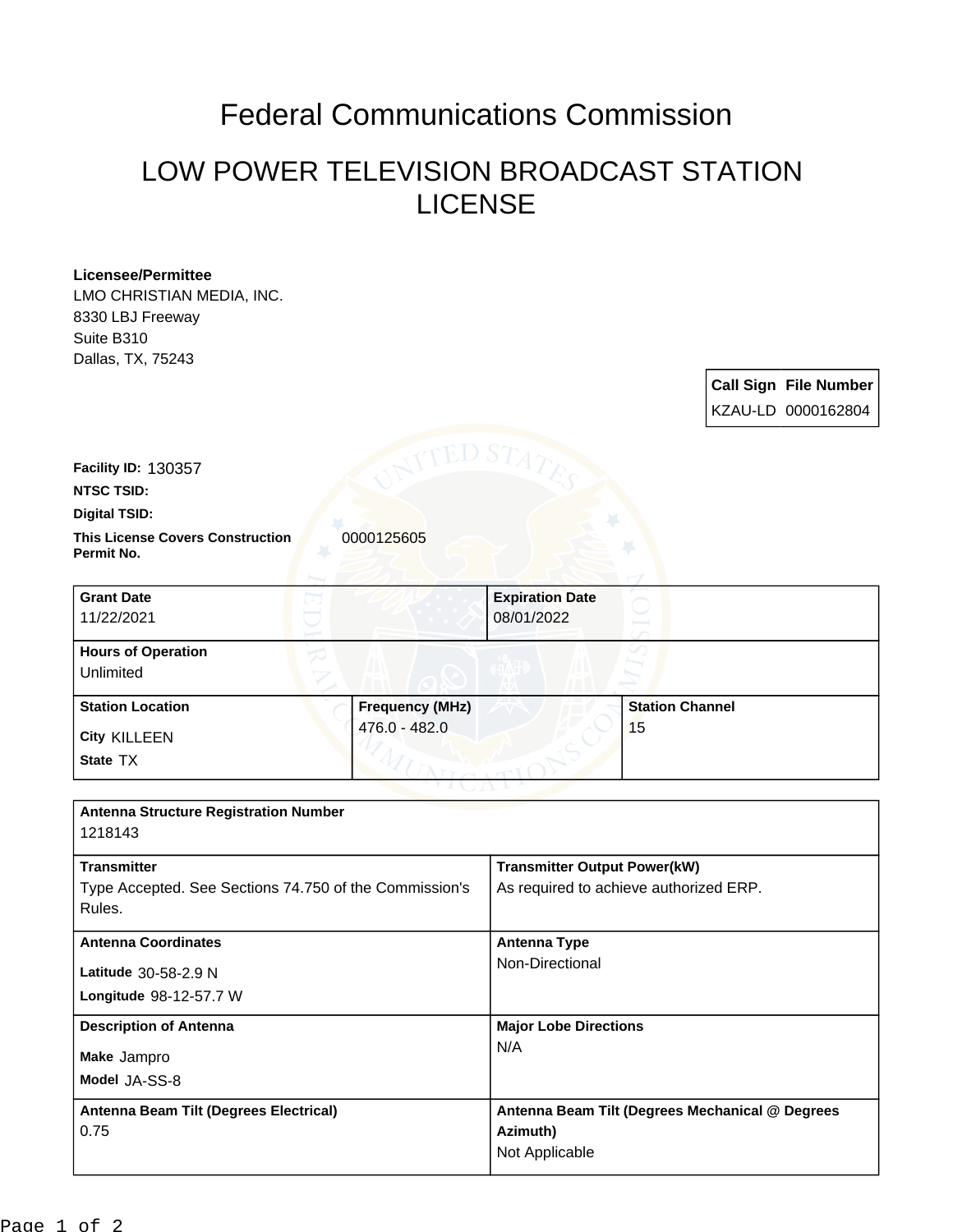# Federal Communications Commission

## LOW POWER TELEVISION BROADCAST STATION LICENSE

**Licensee/Permittee**
LMO CHRISTIAN MEDIA, INC.
8330 LBJ Freeway
Suite B310
Dallas, TX, 75243

| Call Sign | File Number |
| --- | --- |
| KZAU-LD | 0000162804 |

**Facility ID:** 130357

**NTSC TSID:**

**Digital TSID:**

**This License Covers Construction Permit No.** 0000125605

| Grant Date | Expiration Date |
| --- | --- |
| 11/22/2021 | 08/01/2022 |

| Hours of Operation |
| --- |
| Unlimited |

| Station Location | Frequency (MHz) | Station Channel |
| --- | --- | --- |
| City KILLEEN<br>State TX | 476.0 - 482.0 | 15 |

| Antenna Structure Registration Number | |
| --- | --- |
| 1218143 | |
| **Transmitter** | **Transmitter Output Power(kW)** |
| Type Accepted. See Sections 74.750 of the Commission's Rules. | As required to achieve authorized ERP. |
| **Antenna Coordinates** | **Antenna Type** |
| Latitude 30-58-2.9 N<br>Longitude 98-12-57.7 W | Non-Directional |
| **Description of Antenna** | **Major Lobe Directions** |
| Make Jampro<br>Model JA-SS-8 | N/A |
| **Antenna Beam Tilt (Degrees Electrical)** | **Antenna Beam Tilt (Degrees Mechanical @ Degrees Azimuth)** |
| 0.75 | Not Applicable |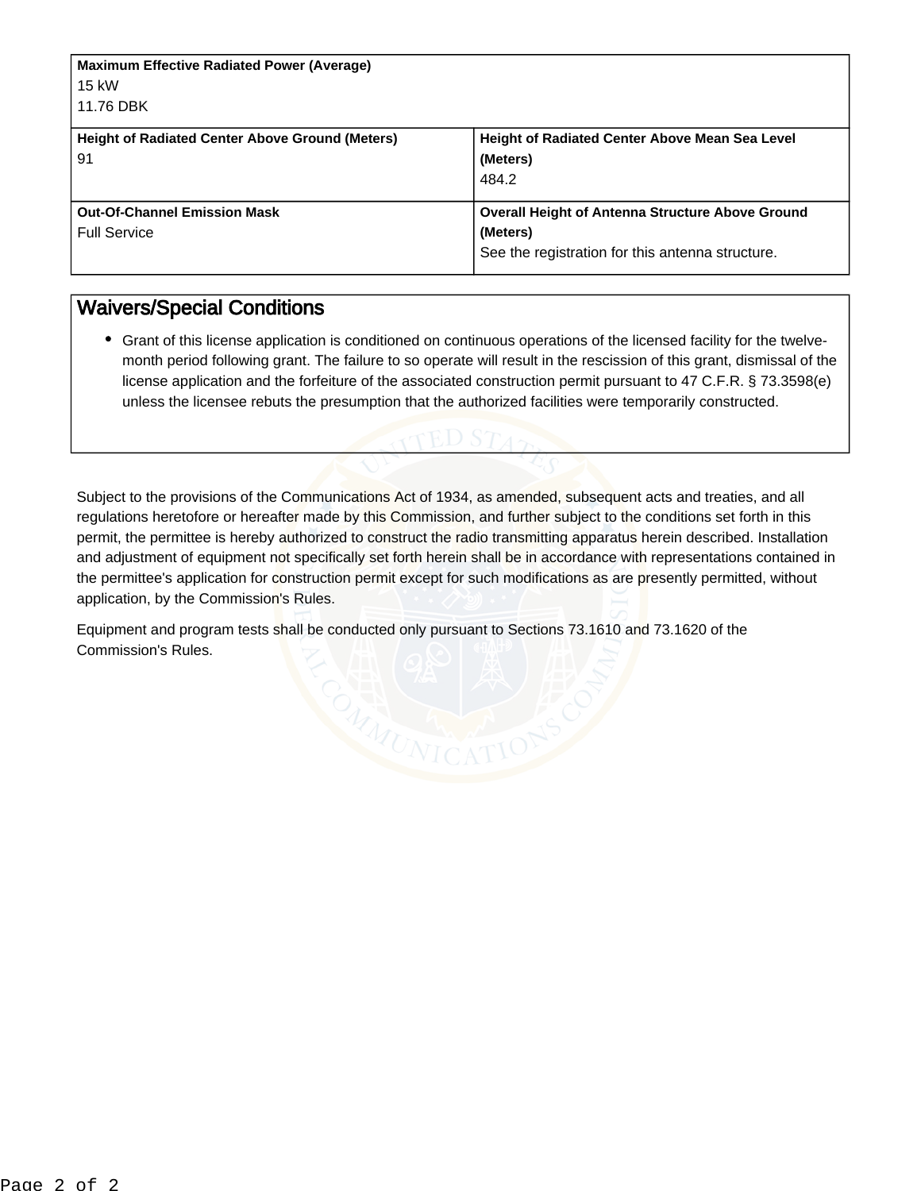| | |
|---|---|
| **Maximum Effective Radiated Power (Average)**<br>15 kW<br>11.76 DBK | |
| **Height of Radiated Center Above Ground (Meters)**<br>91 | **Height of Radiated Center Above Mean Sea Level (Meters)**<br>484.2 |
| **Out-Of-Channel Emission Mask**<br>Full Service | **Overall Height of Antenna Structure Above Ground (Meters)**<br>See the registration for this antenna structure. |

## Waivers/Special Conditions

- Grant of this license application is conditioned on continuous operations of the licensed facility for the twelve-month period following grant. The failure to so operate will result in the rescission of this grant, dismissal of the license application and the forfeiture of the associated construction permit pursuant to 47 C.F.R. § 73.3598(e) unless the licensee rebuts the presumption that the authorized facilities were temporarily constructed.

Subject to the provisions of the Communications Act of 1934, as amended, subsequent acts and treaties, and all regulations heretofore or hereafter made by this Commission, and further subject to the conditions set forth in this permit, the permittee is hereby authorized to construct the radio transmitting apparatus herein described. Installation and adjustment of equipment not specifically set forth herein shall be in accordance with representations contained in the permittee's application for construction permit except for such modifications as are presently permitted, without application, by the Commission's Rules.

Equipment and program tests shall be conducted only pursuant to Sections 73.1610 and 73.1620 of the Commission's Rules.